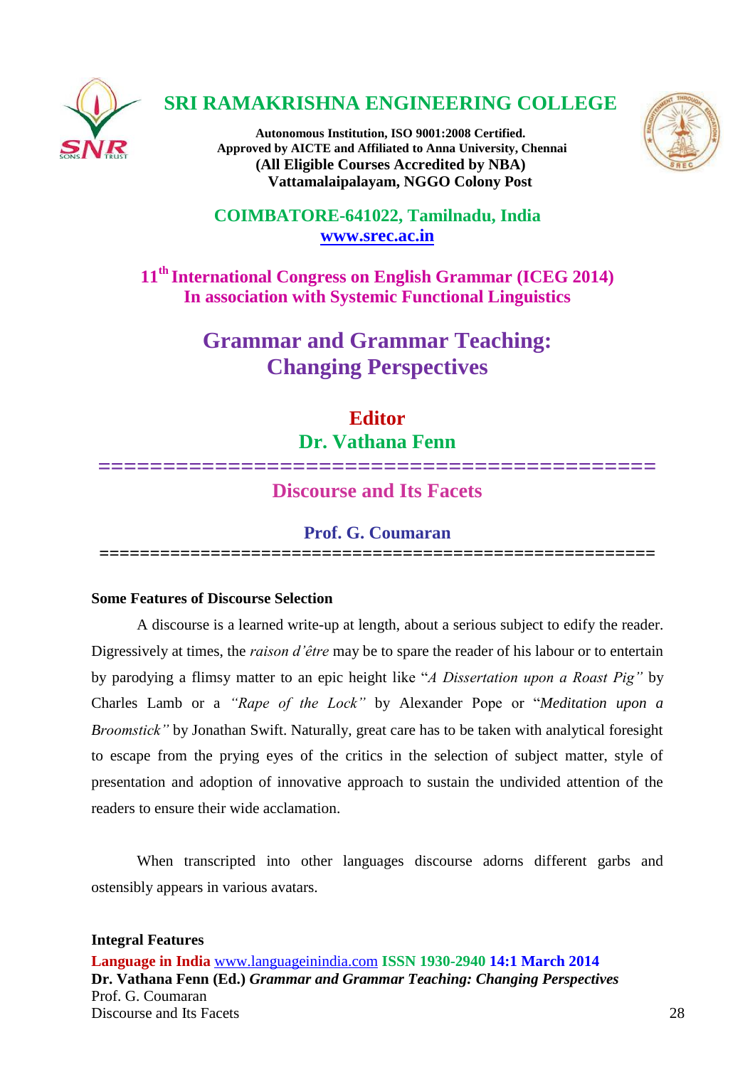# SRI RAMAKRISHNA ENGINEERING COLLEGE

**Autonomous Institution, ISO 9001:2008 Certified.**
**Approved by AICTE and Affiliated to Anna University, Chennai**
**(All Eligible Courses Accredited by NBA)**
**Vattamalaipalayam, NGGO Colony Post**

**COIMBATORE-641022, Tamilnadu, India**
**www.srec.ac.in**

**11th International Congress on English Grammar (ICEG 2014)**
**In association with Systemic Functional Linguistics**

## Grammar and Grammar Teaching: Changing Perspectives

**Editor**
**Dr. Vathana Fenn**

# Discourse and Its Facets

**Prof. G. Coumaran**

### Some Features of Discourse Selection

A discourse is a learned write-up at length, about a serious subject to edify the reader. Digressively at times, the *raison d'être* may be to spare the reader of his labour or to entertain by parodying a flimsy matter to an epic height like "*A Dissertation upon a Roast Pig"* by Charles Lamb or a *"Rape of the Lock"* by Alexander Pope or "*Meditation upon a Broomstick"* by Jonathan Swift. Naturally, great care has to be taken with analytical foresight to escape from the prying eyes of the critics in the selection of subject matter, style of presentation and adoption of innovative approach to sustain the undivided attention of the readers to ensure their wide acclamation.

When transcripted into other languages discourse adorns different garbs and ostensibly appears in various avatars.

### Integral Features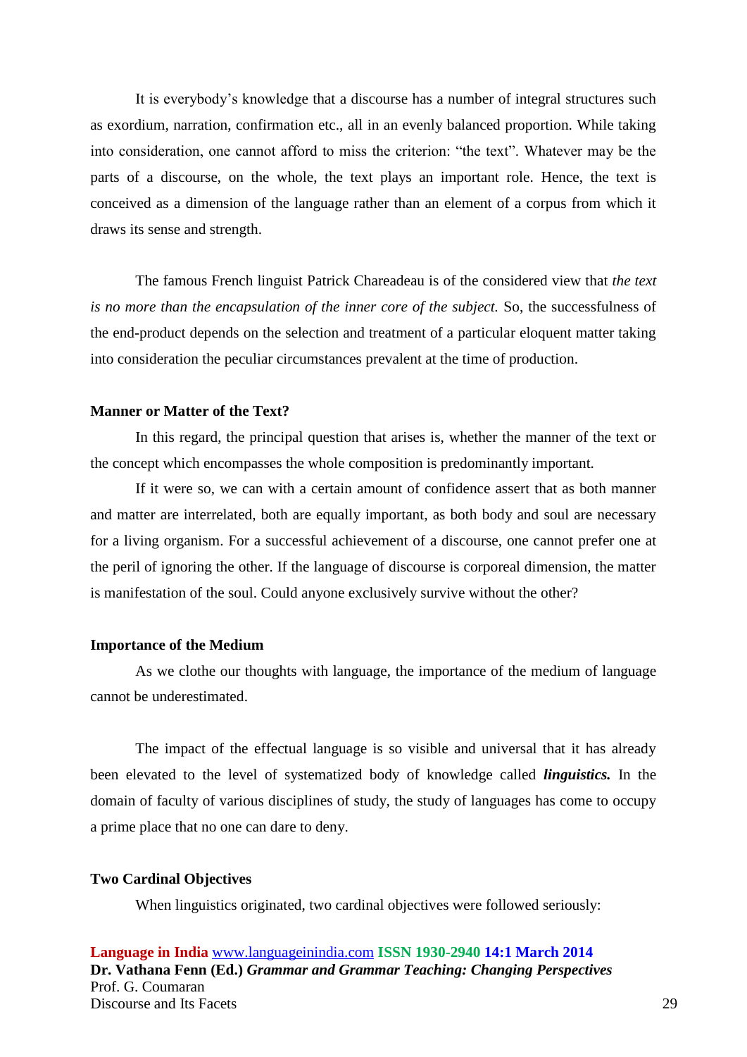It is everybody's knowledge that a discourse has a number of integral structures such as exordium, narration, confirmation etc., all in an evenly balanced proportion. While taking into consideration, one cannot afford to miss the criterion: "the text". Whatever may be the parts of a discourse, on the whole, the text plays an important role. Hence, the text is conceived as a dimension of the language rather than an element of a corpus from which it draws its sense and strength.

The famous French linguist Patrick Chareadeau is of the considered view that *the text is no more than the encapsulation of the inner core of the subject.* So, the successfulness of the end-product depends on the selection and treatment of a particular eloquent matter taking into consideration the peculiar circumstances prevalent at the time of production.

**Manner or Matter of the Text?**

In this regard, the principal question that arises is, whether the manner of the text or the concept which encompasses the whole composition is predominantly important.

If it were so, we can with a certain amount of confidence assert that as both manner and matter are interrelated, both are equally important, as both body and soul are necessary for a living organism. For a successful achievement of a discourse, one cannot prefer one at the peril of ignoring the other. If the language of discourse is corporeal dimension, the matter is manifestation of the soul. Could anyone exclusively survive without the other?

**Importance of the Medium**

As we clothe our thoughts with language, the importance of the medium of language cannot be underestimated.

The impact of the effectual language is so visible and universal that it has already been elevated to the level of systematized body of knowledge called ***linguistics.*** In the domain of faculty of various disciplines of study, the study of languages has come to occupy a prime place that no one can dare to deny.

**Two Cardinal Objectives**

When linguistics originated, two cardinal objectives were followed seriously: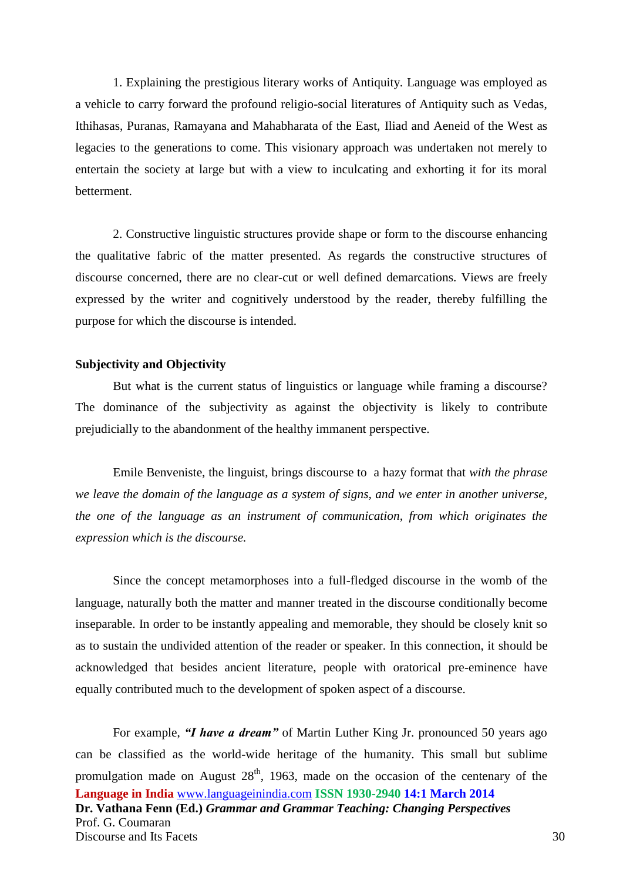1. Explaining the prestigious literary works of Antiquity. Language was employed as a vehicle to carry forward the profound religio-social literatures of Antiquity such as Vedas, Ithihasas, Puranas, Ramayana and Mahabharata of the East, Iliad and Aeneid of the West as legacies to the generations to come. This visionary approach was undertaken not merely to entertain the society at large but with a view to inculcating and exhorting it for its moral betterment.

2. Constructive linguistic structures provide shape or form to the discourse enhancing the qualitative fabric of the matter presented. As regards the constructive structures of discourse concerned, there are no clear-cut or well defined demarcations. Views are freely expressed by the writer and cognitively understood by the reader, thereby fulfilling the purpose for which the discourse is intended.

**Subjectivity and Objectivity**

But what is the current status of linguistics or language while framing a discourse? The dominance of the subjectivity as against the objectivity is likely to contribute prejudicially to the abandonment of the healthy immanent perspective.

Emile Benveniste, the linguist, brings discourse to a hazy format that *with the phrase we leave the domain of the language as a system of signs, and we enter in another universe, the one of the language as an instrument of communication, from which originates the expression which is the discourse.*

Since the concept metamorphoses into a full-fledged discourse in the womb of the language, naturally both the matter and manner treated in the discourse conditionally become inseparable. In order to be instantly appealing and memorable, they should be closely knit so as to sustain the undivided attention of the reader or speaker. In this connection, it should be acknowledged that besides ancient literature, people with oratorical pre-eminence have equally contributed much to the development of spoken aspect of a discourse.

For example, ***"I have a dream"*** of Martin Luther King Jr. pronounced 50 years ago can be classified as the world-wide heritage of the humanity. This small but sublime promulgation made on August 28th, 1963, made on the occasion of the centenary of the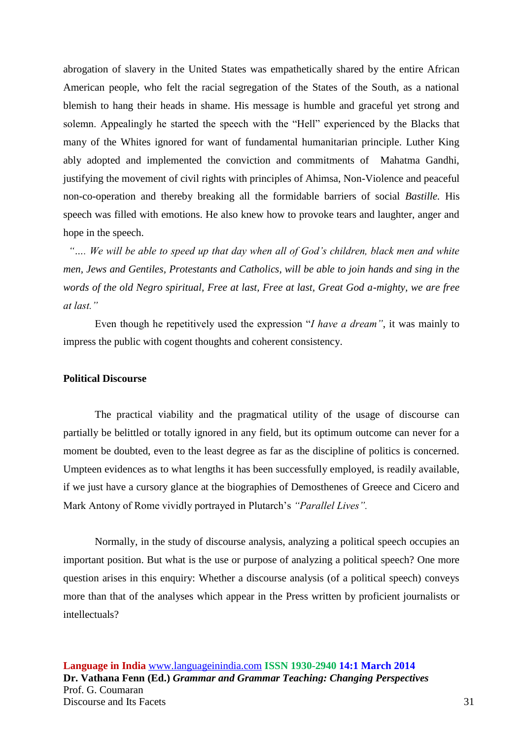abrogation of slavery in the United States was empathetically shared by the entire African American people, who felt the racial segregation of the States of the South, as a national blemish to hang their heads in shame. His message is humble and graceful yet strong and solemn. Appealingly he started the speech with the "Hell" experienced by the Blacks that many of the Whites ignored for want of fundamental humanitarian principle. Luther King ably adopted and implemented the conviction and commitments of Mahatma Gandhi, justifying the movement of civil rights with principles of Ahimsa, Non-Violence and peaceful non-co-operation and thereby breaking all the formidable barriers of social *Bastille.* His speech was filled with emotions. He also knew how to provoke tears and laughter, anger and hope in the speech.

*"…. We will be able to speed up that day when all of God's children, black men and white men, Jews and Gentiles, Protestants and Catholics, will be able to join hands and sing in the words of the old Negro spiritual, Free at last, Free at last, Great God a-mighty, we are free at last."*

Even though he repetitively used the expression "*I have a dream"*, it was mainly to impress the public with cogent thoughts and coherent consistency.

**Political Discourse**

The practical viability and the pragmatical utility of the usage of discourse can partially be belittled or totally ignored in any field, but its optimum outcome can never for a moment be doubted, even to the least degree as far as the discipline of politics is concerned. Umpteen evidences as to what lengths it has been successfully employed, is readily available, if we just have a cursory glance at the biographies of Demosthenes of Greece and Cicero and Mark Antony of Rome vividly portrayed in Plutarch's *"Parallel Lives".*

Normally, in the study of discourse analysis, analyzing a political speech occupies an important position. But what is the use or purpose of analyzing a political speech? One more question arises in this enquiry: Whether a discourse analysis (of a political speech) conveys more than that of the analyses which appear in the Press written by proficient journalists or intellectuals?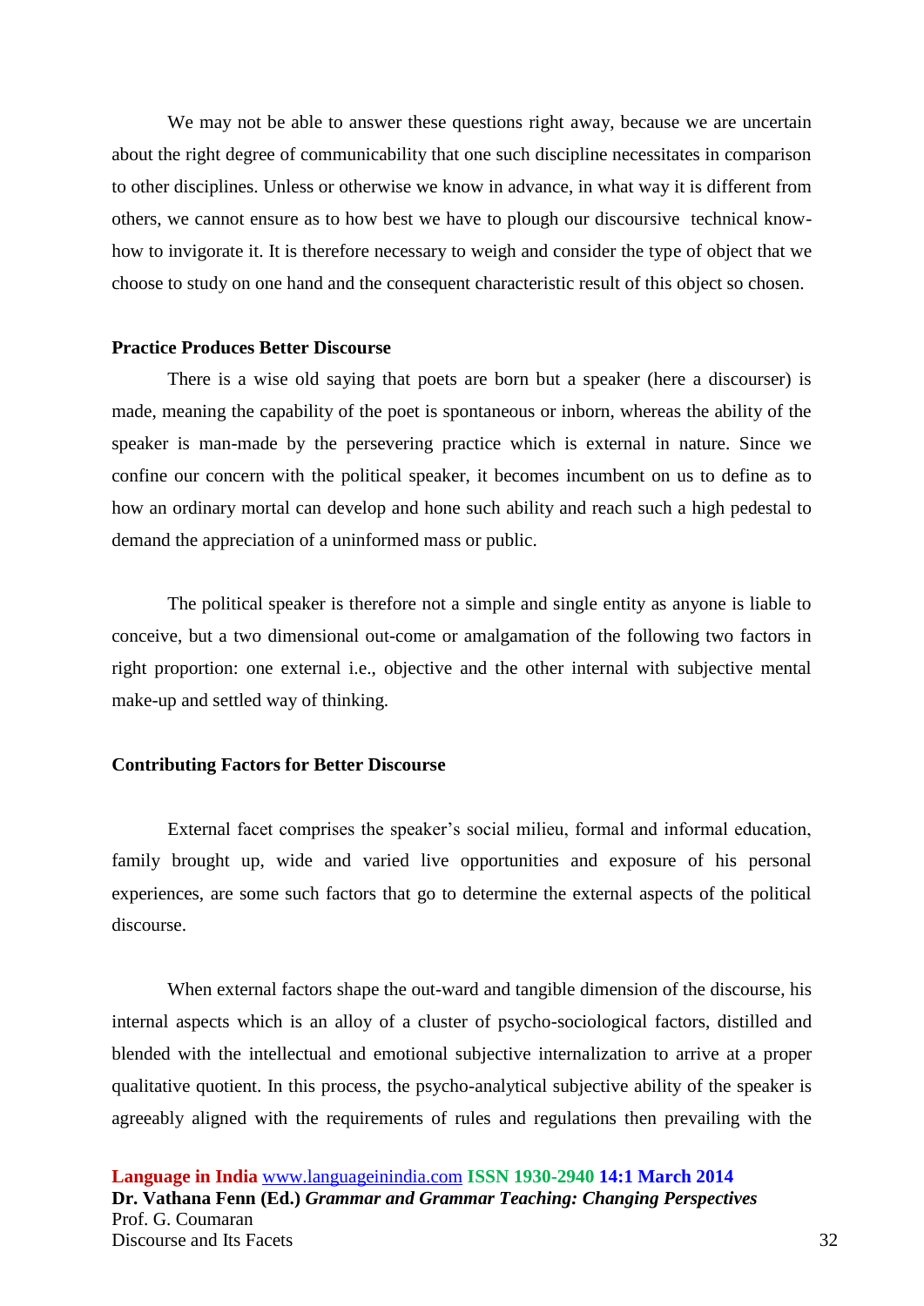We may not be able to answer these questions right away, because we are uncertain about the right degree of communicability that one such discipline necessitates in comparison to other disciplines. Unless or otherwise we know in advance, in what way it is different from others, we cannot ensure as to how best we have to plough our discursive technical know-how to invigorate it. It is therefore necessary to weigh and consider the type of object that we choose to study on one hand and the consequent characteristic result of this object so chosen.

**Practice Produces Better Discourse**

There is a wise old saying that poets are born but a speaker (here a discourser) is made, meaning the capability of the poet is spontaneous or inborn, whereas the ability of the speaker is man-made by the persevering practice which is external in nature. Since we confine our concern with the political speaker, it becomes incumbent on us to define as to how an ordinary mortal can develop and hone such ability and reach such a high pedestal to demand the appreciation of a uninformed mass or public.

The political speaker is therefore not a simple and single entity as anyone is liable to conceive, but a two dimensional out-come or amalgamation of the following two factors in right proportion: one external i.e., objective and the other internal with subjective mental make-up and settled way of thinking.

**Contributing Factors for Better Discourse**

External facet comprises the speaker's social milieu, formal and informal education, family brought up, wide and varied live opportunities and exposure of his personal experiences, are some such factors that go to determine the external aspects of the political discourse.

When external factors shape the out-ward and tangible dimension of the discourse, his internal aspects which is an alloy of a cluster of psycho-sociological factors, distilled and blended with the intellectual and emotional subjective internalization to arrive at a proper qualitative quotient. In this process, the psycho-analytical subjective ability of the speaker is agreeably aligned with the requirements of rules and regulations then prevailing with the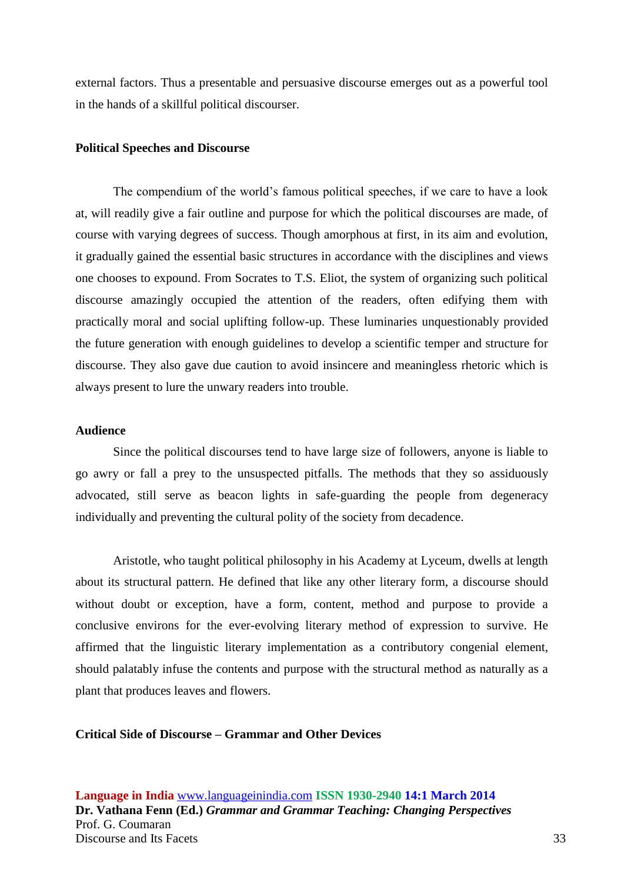external factors. Thus a presentable and persuasive discourse emerges out as a powerful tool in the hands of a skillful political discourser.

**Political Speeches and Discourse**

The compendium of the world's famous political speeches, if we care to have a look at, will readily give a fair outline and purpose for which the political discourses are made, of course with varying degrees of success. Though amorphous at first, in its aim and evolution, it gradually gained the essential basic structures in accordance with the disciplines and views one chooses to expound. From Socrates to T.S. Eliot, the system of organizing such political discourse amazingly occupied the attention of the readers, often edifying them with practically moral and social uplifting follow-up. These luminaries unquestionably provided the future generation with enough guidelines to develop a scientific temper and structure for discourse. They also gave due caution to avoid insincere and meaningless rhetoric which is always present to lure the unwary readers into trouble.

**Audience**

Since the political discourses tend to have large size of followers, anyone is liable to go awry or fall a prey to the unsuspected pitfalls. The methods that they so assiduously advocated, still serve as beacon lights in safe-guarding the people from degeneracy individually and preventing the cultural polity of the society from decadence.

Aristotle, who taught political philosophy in his Academy at Lyceum, dwells at length about its structural pattern. He defined that like any other literary form, a discourse should without doubt or exception, have a form, content, method and purpose to provide a conclusive environs for the ever-evolving literary method of expression to survive. He affirmed that the linguistic literary implementation as a contributory congenial element, should palatably infuse the contents and purpose with the structural method as naturally as a plant that produces leaves and flowers.

**Critical Side of Discourse – Grammar and Other Devices**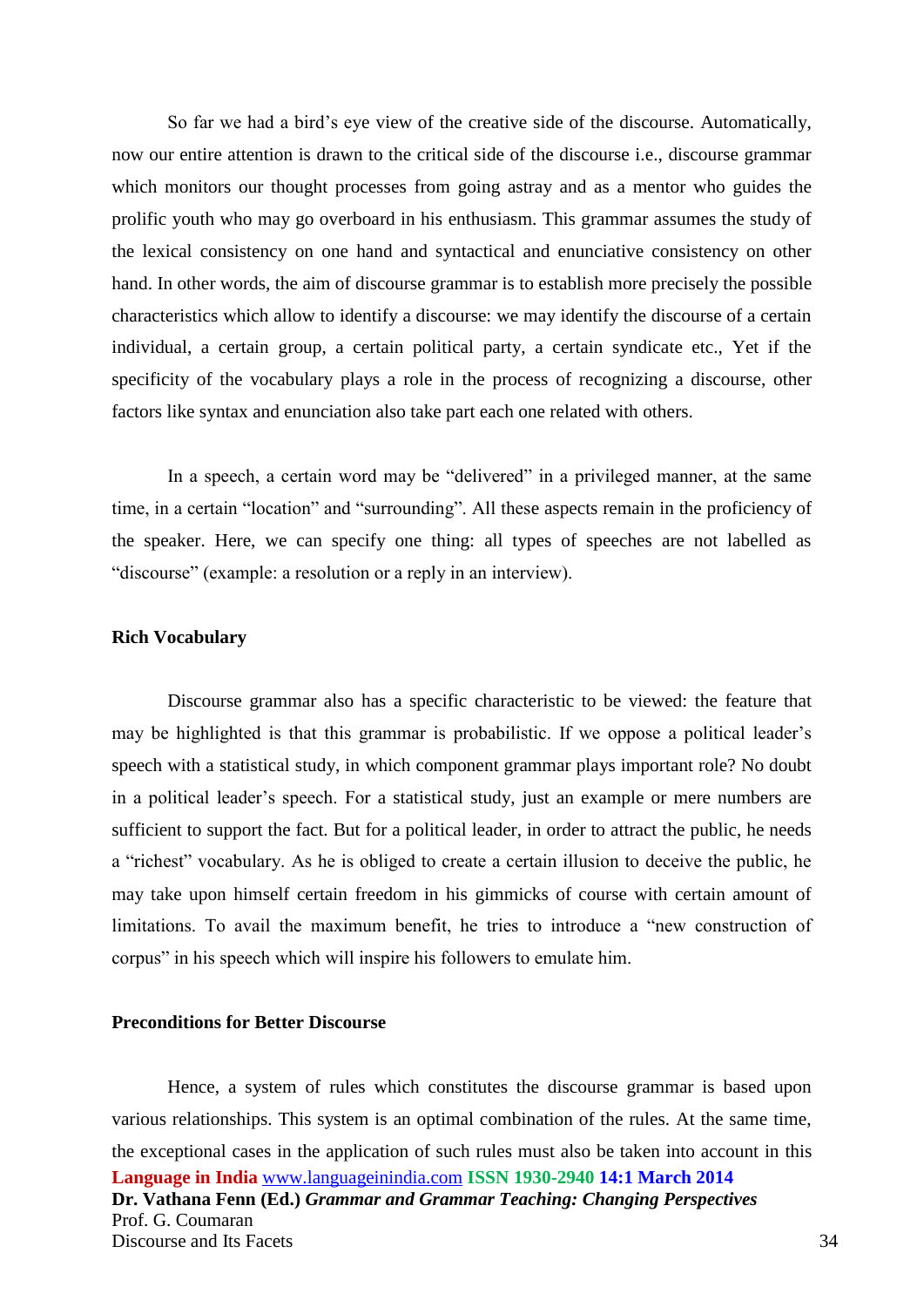So far we had a bird's eye view of the creative side of the discourse. Automatically, now our entire attention is drawn to the critical side of the discourse i.e., discourse grammar which monitors our thought processes from going astray and as a mentor who guides the prolific youth who may go overboard in his enthusiasm. This grammar assumes the study of the lexical consistency on one hand and syntactical and enunciative consistency on other hand. In other words, the aim of discourse grammar is to establish more precisely the possible characteristics which allow to identify a discourse: we may identify the discourse of a certain individual, a certain group, a certain political party, a certain syndicate etc., Yet if the specificity of the vocabulary plays a role in the process of recognizing a discourse, other factors like syntax and enunciation also take part each one related with others.

In a speech, a certain word may be "delivered" in a privileged manner, at the same time, in a certain "location" and "surrounding". All these aspects remain in the proficiency of the speaker. Here, we can specify one thing: all types of speeches are not labelled as "discourse" (example: a resolution or a reply in an interview).

**Rich Vocabulary**

Discourse grammar also has a specific characteristic to be viewed: the feature that may be highlighted is that this grammar is probabilistic. If we oppose a political leader's speech with a statistical study, in which component grammar plays important role? No doubt in a political leader's speech. For a statistical study, just an example or mere numbers are sufficient to support the fact. But for a political leader, in order to attract the public, he needs a "richest" vocabulary. As he is obliged to create a certain illusion to deceive the public, he may take upon himself certain freedom in his gimmicks of course with certain amount of limitations. To avail the maximum benefit, he tries to introduce a "new construction of corpus" in his speech which will inspire his followers to emulate him.

**Preconditions for Better Discourse**

Hence, a system of rules which constitutes the discourse grammar is based upon various relationships. This system is an optimal combination of the rules. At the same time, the exceptional cases in the application of such rules must also be taken into account in this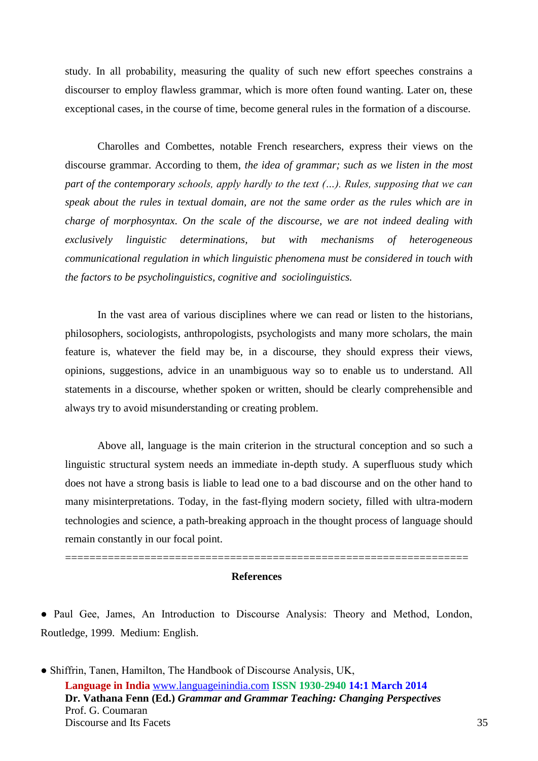study. In all probability, measuring the quality of such new effort speeches constrains a discourser to employ flawless grammar, which is more often found wanting. Later on, these exceptional cases, in the course of time, become general rules in the formation of a discourse.

Charolles and Combettes, notable French researchers, express their views on the discourse grammar. According to them, *the idea of grammar; such as we listen in the most part of the contemporary schools, apply hardly to the text (…). Rules, supposing that we can speak about the rules in textual domain, are not the same order as the rules which are in charge of morphosyntax. On the scale of the discourse, we are not indeed dealing with exclusively linguistic determinations, but with mechanisms of heterogeneous communicational regulation in which linguistic phenomena must be considered in touch with the factors to be psycholinguistics, cognitive and sociolinguistics.*

In the vast area of various disciplines where we can read or listen to the historians, philosophers, sociologists, anthropologists, psychologists and many more scholars, the main feature is, whatever the field may be, in a discourse, they should express their views, opinions, suggestions, advice in an unambiguous way so to enable us to understand. All statements in a discourse, whether spoken or written, should be clearly comprehensible and always try to avoid misunderstanding or creating problem.

Above all, language is the main criterion in the structural conception and so such a linguistic structural system needs an immediate in-depth study. A superfluous study which does not have a strong basis is liable to lead one to a bad discourse and on the other hand to many misinterpretations. Today, in the fast-flying modern society, filled with ultra-modern technologies and science, a path-breaking approach in the thought process of language should remain constantly in our focal point.

================================================================

## References

● Paul Gee, James, An Introduction to Discourse Analysis: Theory and Method, London, Routledge, 1999. Medium: English.

● Shiffrin, Tanen, Hamilton, The Handbook of Discourse Analysis, UK,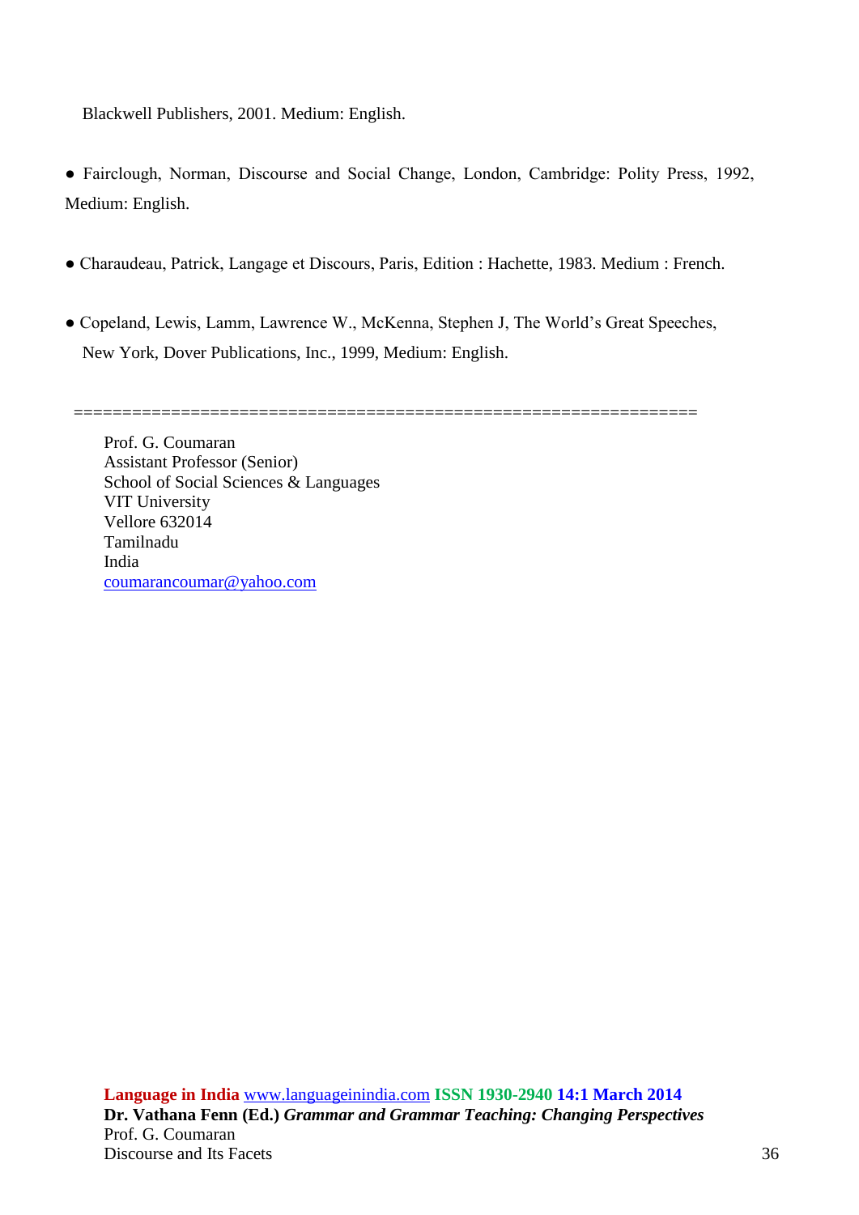Blackwell Publishers, 2001. Medium: English.

- Fairclough, Norman, Discourse and Social Change, London, Cambridge: Polity Press, 1992, Medium: English.

- Charaudeau, Patrick, Langage et Discours, Paris, Edition : Hachette, 1983. Medium : French.

- Copeland, Lewis, Lamm, Lawrence W., McKenna, Stephen J, The World's Great Speeches, New York, Dover Publications, Inc., 1999, Medium: English.

==============================================================

Prof. G. Coumaran  
Assistant Professor (Senior)  
School of Social Sciences & Languages  
VIT University  
Vellore 632014  
Tamilnadu  
India  
coumarancoumar@yahoo.com